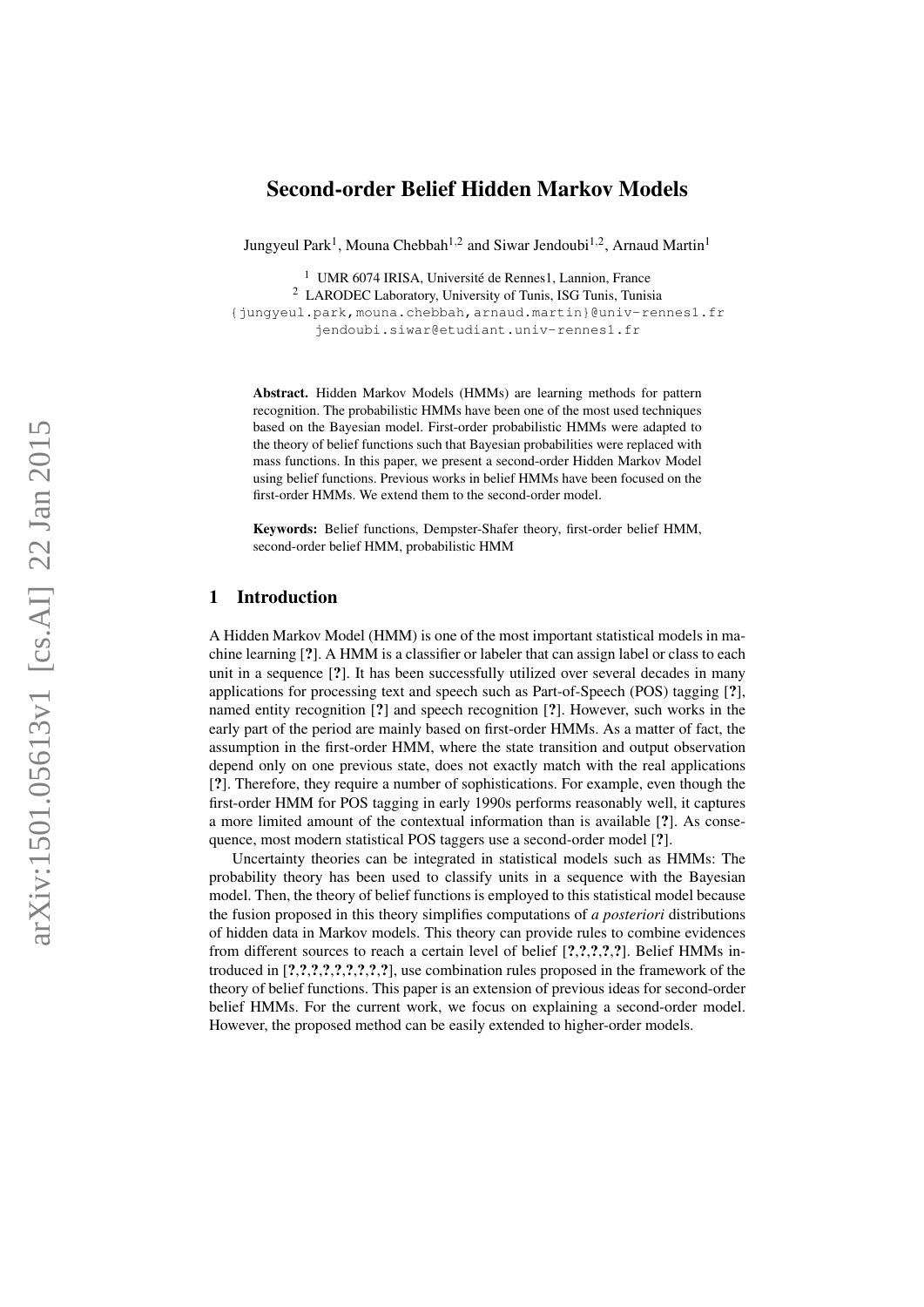# Second-order Belief Hidden Markov Models

Jungyeul Park[1], Mouna Chebbah[1,2] and Siwar Jendoubi[1,2], Arnaud Martin[1]

[1] UMR 6074 IRISA, Université de Rennes1, Lannion, France
[2] LARODEC Laboratory, University of Tunis, ISG Tunis, Tunisia
{jungyeul.park,mouna.chebbah,arnaud.martin}@univ-rennes1.fr
jendoubi.siwar@etudiant.univ-rennes1.fr

**Abstract.** Hidden Markov Models (HMMs) are learning methods for pattern recognition. The probabilistic HMMs have been one of the most used techniques based on the Bayesian model. First-order probabilistic HMMs were adapted to the theory of belief functions such that Bayesian probabilities were replaced with mass functions. In this paper, we present a second-order Hidden Markov Model using belief functions. Previous works in belief HMMs have been focused on the first-order HMMs. We extend them to the second-order model.

**Keywords:** Belief functions, Dempster-Shafer theory, first-order belief HMM, second-order belief HMM, probabilistic HMM

## 1 Introduction

A Hidden Markov Model (HMM) is one of the most important statistical models in machine learning [**?**]. A HMM is a classifier or labeler that can assign label or class to each unit in a sequence [**?**]. It has been successfully utilized over several decades in many applications for processing text and speech such as Part-of-Speech (POS) tagging [**?**], named entity recognition [**?**] and speech recognition [**?**]. However, such works in the early part of the period are mainly based on first-order HMMs. As a matter of fact, the assumption in the first-order HMM, where the state transition and output observation depend only on one previous state, does not exactly match with the real applications [**?**]. Therefore, they require a number of sophistications. For example, even though the first-order HMM for POS tagging in early 1990s performs reasonably well, it captures a more limited amount of the contextual information than is available [**?**]. As consequence, most modern statistical POS taggers use a second-order model [**?**].

Uncertainty theories can be integrated in statistical models such as HMMs: The probability theory has been used to classify units in a sequence with the Bayesian model. Then, the theory of belief functions is employed to this statistical model because the fusion proposed in this theory simplifies computations of *a posteriori* distributions of hidden data in Markov models. This theory can provide rules to combine evidences from different sources to reach a certain level of belief [**?**,**?**,**?**,**?**,**?**]. Belief HMMs introduced in [**?**,**?**,**?**,**?**,**?**,**?**,**?**,**?**,**?**], use combination rules proposed in the framework of the theory of belief functions. This paper is an extension of previous ideas for second-order belief HMMs. For the current work, we focus on explaining a second-order model. However, the proposed method can be easily extended to higher-order models.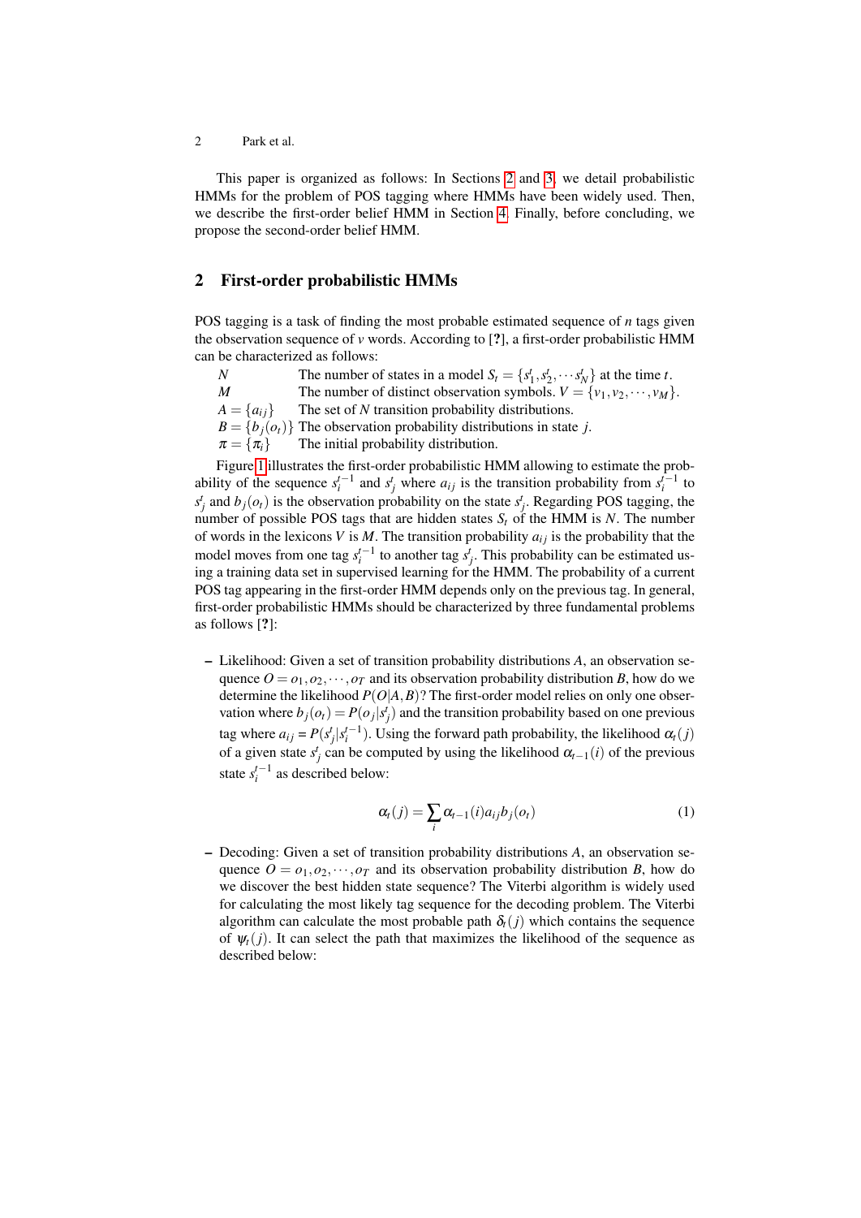This paper is organized as follows: In Sections 2 and 3, we detail probabilistic HMMs for the problem of POS tagging where HMMs have been widely used. Then, we describe the first-order belief HMM in Section 4. Finally, before concluding, we propose the second-order belief HMM.

## 2 First-order probabilistic HMMs

POS tagging is a task of finding the most probable estimated sequence of $n$ tags given the observation sequence of $v$ words. According to [?], a first-order probabilistic HMM can be characterized as follows:

| | |
|---|---|
| $N$ | The number of states in a model $S_t = \{s_1^t, s_2^t, \cdots s_N^t\}$ at the time $t$. |
| $M$ | The number of distinct observation symbols. $V = \{v_1, v_2, \cdots, v_M\}$. |
| $A = \{a_{ij}\}$ | The set of $N$ transition probability distributions. |
| $B = \{b_j(o_t)\}$ | The observation probability distributions in state $j$. |
| $\pi = \{\pi_i\}$ | The initial probability distribution. |

Figure 1 illustrates the first-order probabilistic HMM allowing to estimate the probability of the sequence $s_i^{t-1}$ and $s_j^t$ where $a_{ij}$ is the transition probability from $s_i^{t-1}$ to $s_j^t$ and $b_j(o_t)$ is the observation probability on the state $s_j^t$. Regarding POS tagging, the number of possible POS tags that are hidden states $S_t$ of the HMM is $N$. The number of words in the lexicons $V$ is $M$. The transition probability $a_{ij}$ is the probability that the model moves from one tag $s_i^{t-1}$ to another tag $s_j^t$. This probability can be estimated using a training data set in supervised learning for the HMM. The probability of a current POS tag appearing in the first-order HMM depends only on the previous tag. In general, first-order probabilistic HMMs should be characterized by three fundamental problems as follows [?]:

- Likelihood: Given a set of transition probability distributions $A$, an observation sequence $O = o_1, o_2, \cdots, o_T$ and its observation probability distribution $B$, how do we determine the likelihood $P(O|A,B)$? The first-order model relies on only one observation where $b_j(o_t) = P(o_j|s_j^t)$ and the transition probability based on one previous tag where $a_{ij} = P(s_j^t|s_i^{t-1})$. Using the forward path probability, the likelihood $\alpha_t(j)$ of a given state $s_j^t$ can be computed by using the likelihood $\alpha_{t-1}(i)$ of the previous state $s_i^{t-1}$ as described below:

$$\alpha_t(j) = \sum_i \alpha_{t-1}(i) a_{ij} b_j(o_t) \tag{1}$$

- Decoding: Given a set of transition probability distributions $A$, an observation sequence $O = o_1, o_2, \cdots, o_T$ and its observation probability distribution $B$, how do we discover the best hidden state sequence? The Viterbi algorithm is widely used for calculating the most likely tag sequence for the decoding problem. The Viterbi algorithm can calculate the most probable path $\delta_t(j)$ which contains the sequence of $\psi_t(j)$. It can select the path that maximizes the likelihood of the sequence as described below: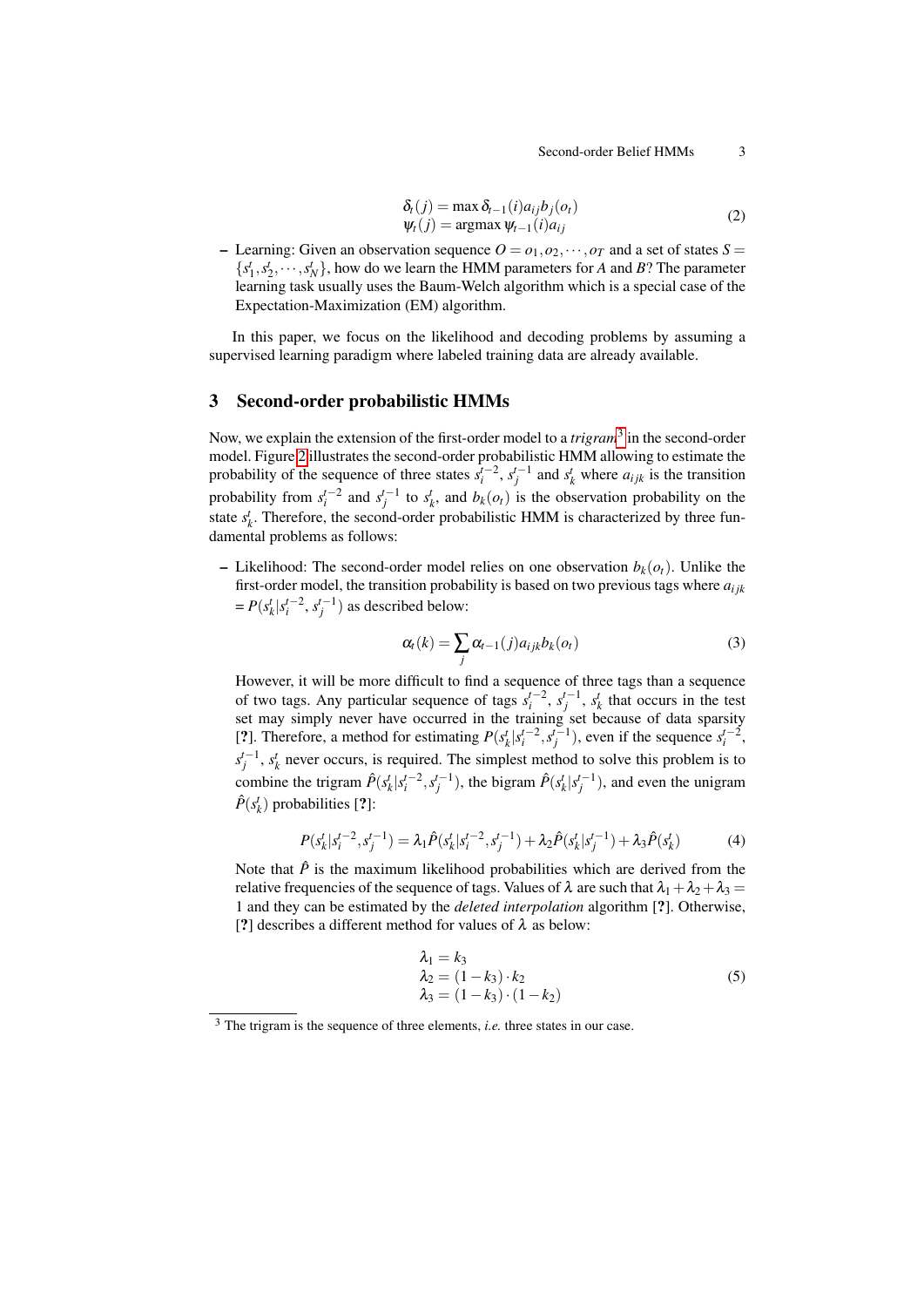$$
\begin{aligned}
\delta_t(j) &= \max \delta_{t-1}(i) a_{ij} b_j(o_t) \\
\psi_t(j) &= \operatorname{argmax} \psi_{t-1}(i) a_{ij}
\end{aligned} \tag{2}
$$

– Learning: Given an observation sequence $O = o_1, o_2, \cdots, o_T$ and a set of states $S = \{s_1^t, s_2^t, \cdots, s_N^t\}$, how do we learn the HMM parameters for $A$ and $B$? The parameter learning task usually uses the Baum-Welch algorithm which is a special case of the Expectation-Maximization (EM) algorithm.

In this paper, we focus on the likelihood and decoding problems by assuming a supervised learning paradigm where labeled training data are already available.

## 3 Second-order probabilistic HMMs

Now, we explain the extension of the first-order model to a *trigram*[3] in the second-order model. Figure 2 illustrates the second-order probabilistic HMM allowing to estimate the probability of the sequence of three states $s_i^{t-2}$, $s_j^{t-1}$ and $s_k^t$ where $a_{ijk}$ is the transition probability from $s_i^{t-2}$ and $s_j^{t-1}$ to $s_k^t$, and $b_k(o_t)$ is the observation probability on the state $s_k^t$. Therefore, the second-order probabilistic HMM is characterized by three fundamental problems as follows:

– Likelihood: The second-order model relies on one observation $b_k(o_t)$. Unlike the first-order model, the transition probability is based on two previous tags where $a_{ijk} = P(s_k^t | s_i^{t-2}, s_j^{t-1})$ as described below:

$$
\alpha_t(k) = \sum_j \alpha_{t-1}(j) a_{ijk} b_k(o_t) \tag{3}
$$

However, it will be more difficult to find a sequence of three tags than a sequence of two tags. Any particular sequence of tags $s_i^{t-2}$, $s_j^{t-1}$, $s_k^t$ that occurs in the test set may simply never have occurred in the training set because of data sparsity [?]. Therefore, a method for estimating $P(s_k^t | s_i^{t-2}, s_j^{t-1})$, even if the sequence $s_i^{t-2}$, $s_j^{t-1}$, $s_k^t$ never occurs, is required. The simplest method to solve this problem is to combine the trigram $\hat{P}(s_k^t | s_i^{t-2}, s_j^{t-1})$, the bigram $\hat{P}(s_k^t | s_j^{t-1})$, and even the unigram $\hat{P}(s_k^t)$ probabilities [?]:

$$
P(s_k^t | s_i^{t-2}, s_j^{t-1}) = \lambda_1 \hat{P}(s_k^t | s_i^{t-2}, s_j^{t-1}) + \lambda_2 \hat{P}(s_k^t | s_j^{t-1}) + \lambda_3 \hat{P}(s_k^t) \tag{4}
$$

Note that $\hat{P}$ is the maximum likelihood probabilities which are derived from the relative frequencies of the sequence of tags. Values of $\lambda$ are such that $\lambda_1 + \lambda_2 + \lambda_3 = 1$ and they can be estimated by the *deleted interpolation* algorithm [?]. Otherwise, [?] describes a different method for values of $\lambda$ as below:

$$
\begin{aligned}
\lambda_1 &= k_3 \\
\lambda_2 &= (1 - k_3) \cdot k_2 \\
\lambda_3 &= (1 - k_3) \cdot (1 - k_2)
\end{aligned} \tag{5}
$$

[3] The trigram is the sequence of three elements, *i.e.* three states in our case.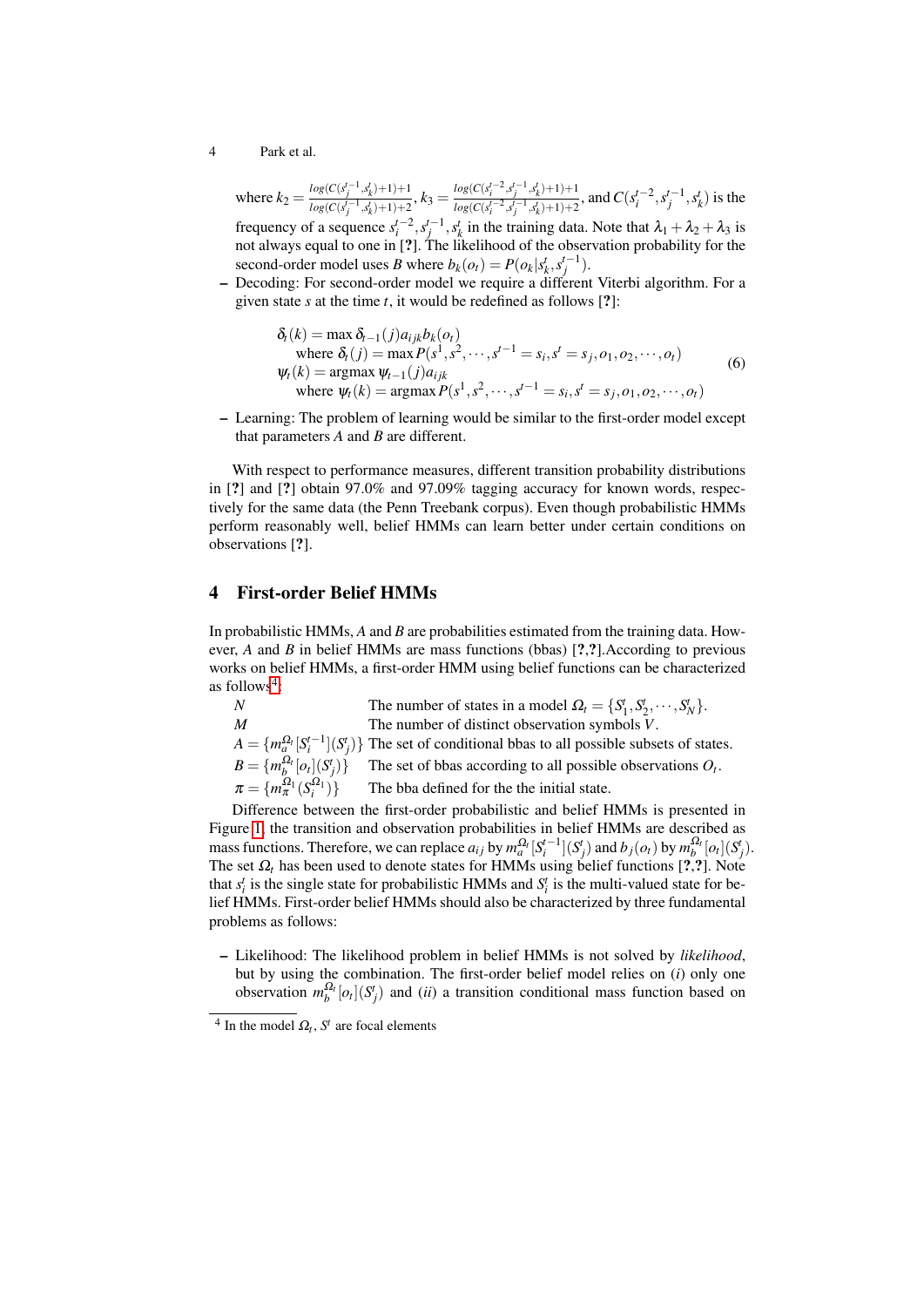where $k_2 = \frac{log(C(s_j^{t-1}, s_k^t)+1)+1}{log(C(s_j^{t-1}, s_k^t)+1)+2}$, $k_3 = \frac{log(C(s_i^{t-2}, s_j^{t-1}, s_k^t)+1)+1}{log(C(s_i^{t-2}, s_j^{t-1}, s_k^t)+1)+2}$, and $C(s_i^{t-2}, s_j^{t-1}, s_k^t)$ is the frequency of a sequence $s_i^{t-2}, s_j^{t-1}, s_k^t$ in the training data. Note that $\lambda_1 + \lambda_2 + \lambda_3$ is not always equal to one in [?]. The likelihood of the observation probability for the second-order model uses $B$ where $b_k(o_t) = P(o_k | s_k^t, s_j^{t-1})$.

– Decoding: For second-order model we require a different Viterbi algorithm. For a given state $s$ at the time $t$, it would be redefined as follows [?]:

$$
\begin{aligned}
&\delta_t(k) = \max \delta_{t-1}(j) a_{ijk} b_k(o_t) \\
&\quad \text{where } \delta_t(j) = \max P(s^1, s^2, \cdots, s^{t-1} = s_i, s^t = s_j, o_1, o_2, \cdots, o_t) \\
&\psi_t(k) = \text{argmax } \psi_{t-1}(j) a_{ijk} \\
&\quad \text{where } \psi_t(k) = \text{argmax } P(s^1, s^2, \cdots, s^{t-1} = s_i, s^t = s_j, o_1, o_2, \cdots, o_t)
\end{aligned}
\tag{6}
$$

– Learning: The problem of learning would be similar to the first-order model except that parameters $A$ and $B$ are different.

With respect to performance measures, different transition probability distributions in [?] and [?] obtain 97.0% and 97.09% tagging accuracy for known words, respectively for the same data (the Penn Treebank corpus). Even though probabilistic HMMs perform reasonably well, belief HMMs can learn better under certain conditions on observations [?].

## 4 First-order Belief HMMs

In probabilistic HMMs, $A$ and $B$ are probabilities estimated from the training data. However, $A$ and $B$ in belief HMMs are mass functions (bbas) [?,?].According to previous works on belief HMMs, a first-order HMM using belief functions can be characterized as follows[4]:

| | |
|---|---|
| $N$ | The number of states in a model $\Omega_t = \{S_1^t, S_2^t, \cdots, S_N^t\}$. |
| $M$ | The number of distinct observation symbols $V$. |
| $A = \{m_a^{\Omega_t}[S_i^{t-1}](S_j^t)\}$ | The set of conditional bbas to all possible subsets of states. |
| $B = \{m_b^{\Omega_t}[o_t](S_j^t)\}$ | The set of bbas according to all possible observations $O_t$. |
| $\pi = \{m_\pi^{\Omega_1}(S_i^{\Omega_1})\}$ | The bba defined for the the initial state. |

Difference between the first-order probabilistic and belief HMMs is presented in Figure 1, the transition and observation probabilities in belief HMMs are described as mass functions. Therefore, we can replace $a_{ij}$ by $m_a^{\Omega_t}[S_i^{t-1}](S_j^t)$ and $b_j(o_t)$ by $m_b^{\Omega_t}[o_t](S_j^t)$. The set $\Omega_t$ has been used to denote states for HMMs using belief functions [?,?]. Note that $s_i^t$ is the single state for probabilistic HMMs and $S_i^t$ is the multi-valued state for belief HMMs. First-order belief HMMs should also be characterized by three fundamental problems as follows:

– Likelihood: The likelihood problem in belief HMMs is not solved by *likelihood*, but by using the combination. The first-order belief model relies on (*i*) only one observation $m_b^{\Omega_t}[o_t](S_j^t)$ and (*ii*) a transition conditional mass function based on

[4] In the model $\Omega_t$, $S^t$ are focal elements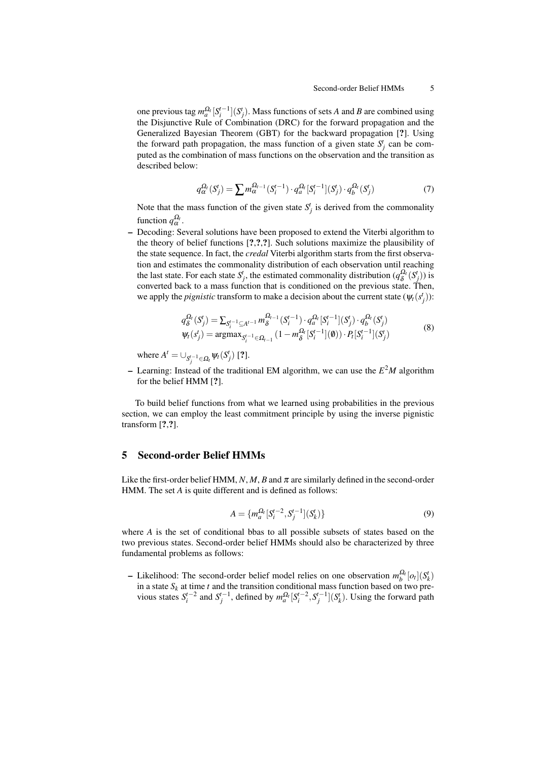one previous tag $m_a^{\Omega_t}[S_i^{t-1}](S_j^t)$. Mass functions of sets $A$ and $B$ are combined using the Disjunctive Rule of Combination (DRC) for the forward propagation and the Generalized Bayesian Theorem (GBT) for the backward propagation [?]. Using the forward path propagation, the mass function of a given state $S_j^t$ can be computed as the combination of mass functions on the observation and the transition as described below:

$$q_\alpha^{\Omega_t}(S_j^t) = \sum m_\alpha^{\Omega_{t-1}}(S_i^{t-1}) \cdot q_a^{\Omega_t}[S_i^{t-1}](S_j^t) \cdot q_b^{\Omega_t}(S_j^t) \tag{7}$$

Note that the mass function of the given state $S_j^t$ is derived from the commonality function $q_\alpha^{\Omega_t}$.

- Decoding: Several solutions have been proposed to extend the Viterbi algorithm to the theory of belief functions [?,?,?]. Such solutions maximize the plausibility of the state sequence. In fact, the *credal* Viterbi algorithm starts from the first observation and estimates the commonality distribution of each observation until reaching the last state. For each state $S_j^t$, the estimated commonality distribution ($q_\delta^{\Omega_t}(S_j^t)$) is converted back to a mass function that is conditioned on the previous state. Then, we apply the *pignistic* transform to make a decision about the current state ($\psi_t(s_j^t)$):

$$\begin{aligned} q_\delta^{\Omega_t}(S_j^t) &= \textstyle\sum_{S_i^{t-1} \subseteq A^{t-1}} m_\delta^{\Omega_{t-1}}(S_i^{t-1}) \cdot q_a^{\Omega_t}[S_i^{t-1}](S_j^t) \cdot q_b^{\Omega_t}(S_j^t) \\ \psi_t(s_j^t) &= \operatorname{argmax}_{S_i^{t-1} \in \Omega_{t-1}} (1 - m_\delta^{\Omega_t}[S_i^{t-1}](\emptyset)) \cdot P_t[S_i^{t-1}](S_j^t) \end{aligned} \tag{8}$$

where $A^t = \cup_{S_j^{t-1} \in \Omega_t} \psi_t(S_j^t)$ [?].

- Learning: Instead of the traditional EM algorithm, we can use the $E^2M$ algorithm for the belief HMM [?].

To build belief functions from what we learned using probabilities in the previous section, we can employ the least commitment principle by using the inverse pignistic transform [?,?].

## 5 Second-order Belief HMMs

Like the first-order belief HMM, $N$, $M$, $B$ and $\pi$ are similarly defined in the second-order HMM. The set $A$ is quite different and is defined as follows:

$$A = \{m_a^{\Omega_t}[S_i^{t-2}, S_j^{t-1}](S_k^t)\} \tag{9}$$

where $A$ is the set of conditional bbas to all possible subsets of states based on the two previous states. Second-order belief HMMs should also be characterized by three fundamental problems as follows:

- Likelihood: The second-order belief model relies on one observation $m_b^{\Omega_t}[o_t](S_k^t)$ in a state $S_k$ at time $t$ and the transition conditional mass function based on two previous states $S_i^{t-2}$ and $S_j^{t-1}$, defined by $m_a^{\Omega_t}[S_i^{t-2}, S_j^{t-1}](S_k^t)$. Using the forward path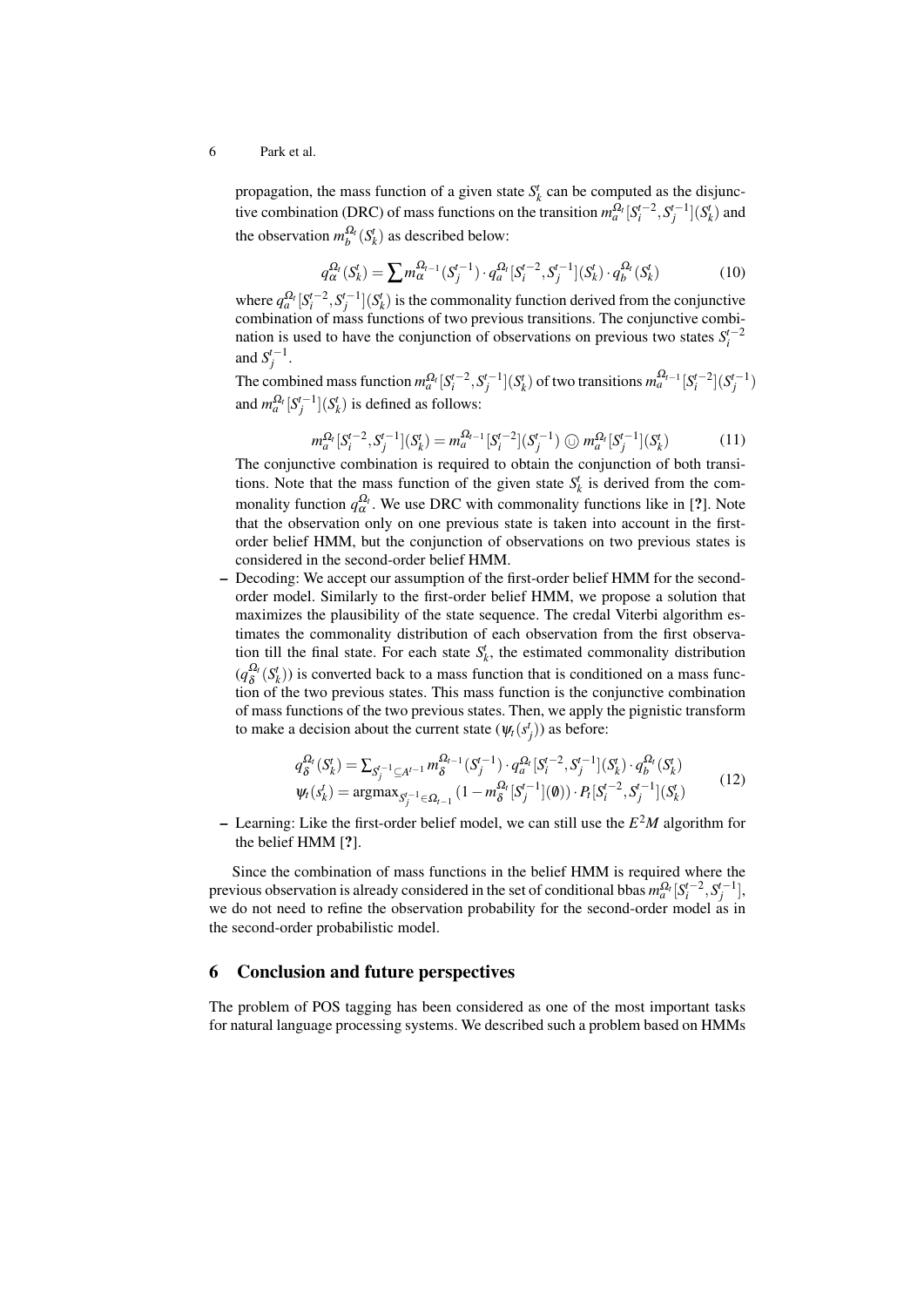propagation, the mass function of a given state $S_k^t$ can be computed as the disjunctive combination (DRC) of mass functions on the transition $m_a^{\Omega_t}[S_i^{t-2}, S_j^{t-1}](S_k^t)$ and the observation $m_b^{\Omega_t}(S_k^t)$ as described below:

$$q_\alpha^{\Omega_t}(S_k^t) = \sum m_\alpha^{\Omega_{t-1}}(S_j^{t-1}) \cdot q_a^{\Omega_t}[S_i^{t-2}, S_j^{t-1}](S_k^t) \cdot q_b^{\Omega_t}(S_k^t) \tag{10}$$

where $q_a^{\Omega_t}[S_i^{t-2}, S_j^{t-1}](S_k^t)$ is the commonality function derived from the conjunctive combination of mass functions of two previous transitions. The conjunctive combination is used to have the conjunction of observations on previous two states $S_i^{t-2}$ and $S_j^{t-1}$.

The combined mass function $m_a^{\Omega_t}[S_i^{t-2}, S_j^{t-1}](S_k^t)$ of two transitions $m_a^{\Omega_{t-1}}[S_i^{t-2}](S_j^{t-1})$ and $m_a^{\Omega_t}[S_j^{t-1}](S_k^t)$ is defined as follows:

$$m_a^{\Omega_t}[S_i^{t-2}, S_j^{t-1}](S_k^t) = m_a^{\Omega_{t-1}}[S_i^{t-2}](S_j^{t-1}) \bigcirc\!\!\!\!\cap\; m_a^{\Omega_t}[S_j^{t-1}](S_k^t) \tag{11}$$

The conjunctive combination is required to obtain the conjunction of both transitions. Note that the mass function of the given state $S_k^t$ is derived from the commonality function $q_\alpha^{\Omega_t}$. We use DRC with commonality functions like in [?]. Note that the observation only on one previous state is taken into account in the first-order belief HMM, but the conjunction of observations on two previous states is considered in the second-order belief HMM.

- Decoding: We accept our assumption of the first-order belief HMM for the second-order model. Similarly to the first-order belief HMM, we propose a solution that maximizes the plausibility of the state sequence. The credal Viterbi algorithm estimates the commonality distribution of each observation from the first observation till the final state. For each state $S_k^t$, the estimated commonality distribution $(q_\delta^{\Omega_t}(S_k^t))$ is converted back to a mass function that is conditioned on a mass function of the two previous states. This mass function is the conjunctive combination of mass functions of the two previous states. Then, we apply the pignistic transform to make a decision about the current state $(\psi_t(s_j^t))$ as before:

$$\begin{aligned} q_\delta^{\Omega_t}(S_k^t) &= \textstyle\sum_{S_j^{t-1} \subseteq A^{t-1}} m_\delta^{\Omega_{t-1}}(S_j^{t-1}) \cdot q_a^{\Omega_t}[S_i^{t-2}, S_j^{t-1}](S_k^t) \cdot q_b^{\Omega_t}(S_k^t) \\ \psi_t(s_k^t) &= \operatorname{argmax}_{S_j^{t-1} \in \Omega_{t-1}} (1 - m_\delta^{\Omega_t}[S_j^{t-1}](\emptyset)) \cdot P_t[S_i^{t-2}, S_j^{t-1}](S_k^t) \end{aligned} \tag{12}$$

- Learning: Like the first-order belief model, we can still use the $E^2M$ algorithm for the belief HMM [?].

Since the combination of mass functions in the belief HMM is required where the previous observation is already considered in the set of conditional bbas $m_a^{\Omega_t}[S_i^{t-2}, S_j^{t-1}]$, we do not need to refine the observation probability for the second-order model as in the second-order probabilistic model.

## 6 Conclusion and future perspectives

The problem of POS tagging has been considered as one of the most important tasks for natural language processing systems. We described such a problem based on HMMs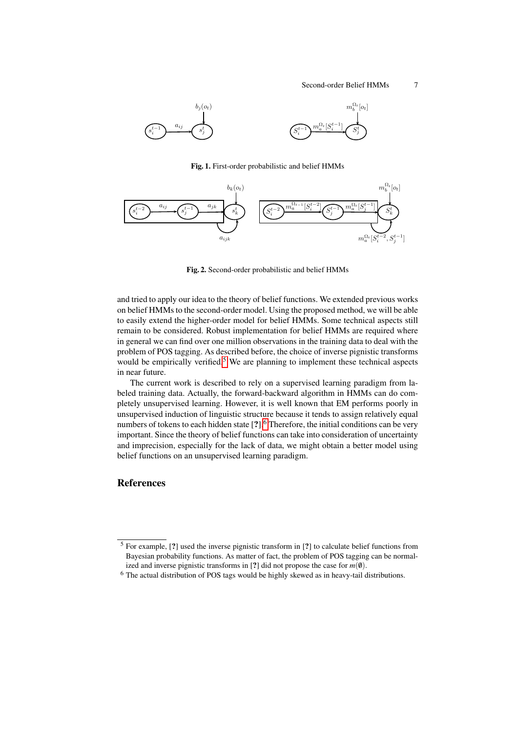$b_j(o_t)$

$s_i^{t-1}$ $a_{ij}$ $s_j^t$

$m_b^{\Omega_t}[o_t]$

$S_i^{t-1}$ $m_a^{\Omega_t}[S_i^{t-1}]$ $S_j^t$

**Fig. 1.** First-order probabilistic and belief HMMs

$b_k(o_t)$

$s_i^{t-2}$ $a_{ij}$ $s_j^{t-1}$ $a_{jk}$ $s_k^t$

$a_{ijk}$

$m_b^{\Omega_t}[o_t]$

$S_i^{t-2}$ $m_a^{\Omega_{t-1}}[S_i^{t-2}]$ $S_j^{t-1}$ $m_a^{\Omega_t}[S_j^{t-1}]$ $S_k^t$

$m_a^{\Omega_t}[S_i^{t-2}, S_j^{t-1}]$

**Fig. 2.** Second-order probabilistic and belief HMMs

and tried to apply our idea to the theory of belief functions. We extended previous works on belief HMMs to the second-order model. Using the proposed method, we will be able to easily extend the higher-order model for belief HMMs. Some technical aspects still remain to be considered. Robust implementation for belief HMMs are required where in general we can find over one million observations in the training data to deal with the problem of POS tagging. As described before, the choice of inverse pignistic transforms would be empirically verified.[5] We are planning to implement these technical aspects in near future.

The current work is described to rely on a supervised learning paradigm from labeled training data. Actually, the forward-backward algorithm in HMMs can do completely unsupervised learning. However, it is well known that EM performs poorly in unsupervised induction of linguistic structure because it tends to assign relatively equal numbers of tokens to each hidden state [**?**].[6] Therefore, the initial conditions can be very important. Since the theory of belief functions can take into consideration of uncertainty and imprecision, especially for the lack of data, we might obtain a better model using belief functions on an unsupervised learning paradigm.

## References

[5] For example, [**?**] used the inverse pignistic transform in [**?**] to calculate belief functions from Bayesian probability functions. As matter of fact, the problem of POS tagging can be normalized and inverse pignistic transforms in [**?**] did not propose the case for $m(\emptyset)$.

[6] The actual distribution of POS tags would be highly skewed as in heavy-tail distributions.